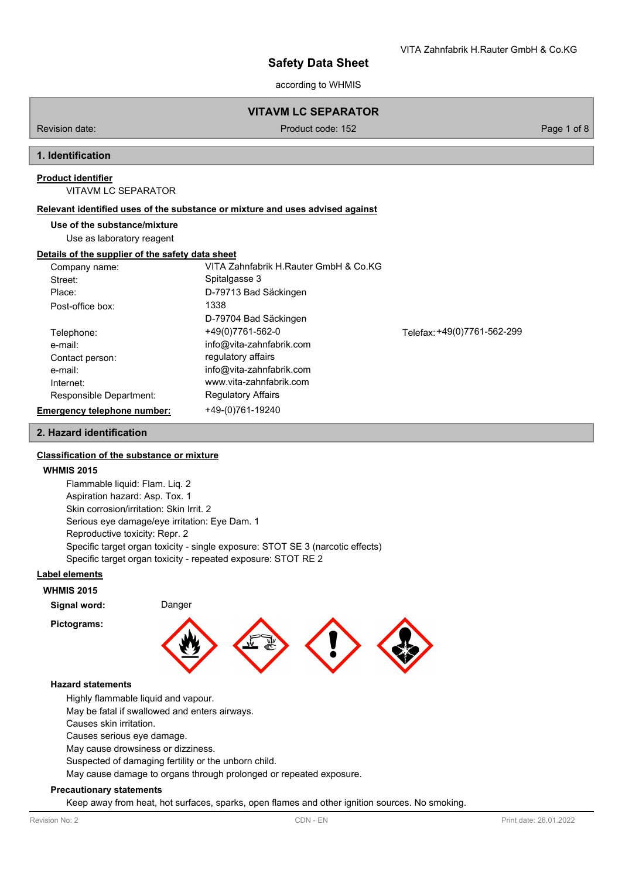# Safety Data Sheet

according to WHMIS

**VITAVM LC SEPARATOR**

Revision date: | Product code: 152

## 1. Identification

**Product identifier**

VITAVM LC SEPARATOR

**Relevant identified uses of the substance or mixture and uses advised against**

**Use of the substance/mixture**

Use as laboratory reagent

**Details of the supplier of the safety data sheet**

| | |
|---|---|
| Company name: | VITA Zahnfabrik H.Rauter GmbH & Co.KG |
| Street: | Spitalgasse 3 |
| Place: | D-79713 Bad Säckingen |
| Post-office box: | 1338 |
| | D-79704 Bad Säckingen |
| Telephone: | +49(0)7761-562-0 |
| Telefax: | +49(0)7761-562-299 |
| e-mail: | info@vita-zahnfabrik.com |
| Contact person: | regulatory affairs |
| e-mail: | info@vita-zahnfabrik.com |
| Internet: | www.vita-zahnfabrik.com |
| Responsible Department: | Regulatory Affairs |

**Emergency telephone number:** +49-(0)761-19240

## 2. Hazard identification

**Classification of the substance or mixture**

**WHMIS 2015**

Flammable liquid: Flam. Liq. 2
Aspiration hazard: Asp. Tox. 1
Skin corrosion/irritation: Skin Irrit. 2
Serious eye damage/eye irritation: Eye Dam. 1
Reproductive toxicity: Repr. 2
Specific target organ toxicity - single exposure: STOT SE 3 (narcotic effects)
Specific target organ toxicity - repeated exposure: STOT RE 2

**Label elements**

**WHMIS 2015**

**Signal word:** Danger

**Pictograms:**

**Hazard statements**

Highly flammable liquid and vapour.
May be fatal if swallowed and enters airways.
Causes skin irritation.
Causes serious eye damage.
May cause drowsiness or dizziness.
Suspected of damaging fertility or the unborn child.
May cause damage to organs through prolonged or repeated exposure.

**Precautionary statements**

Keep away from heat, hot surfaces, sparks, open flames and other ignition sources. No smoking.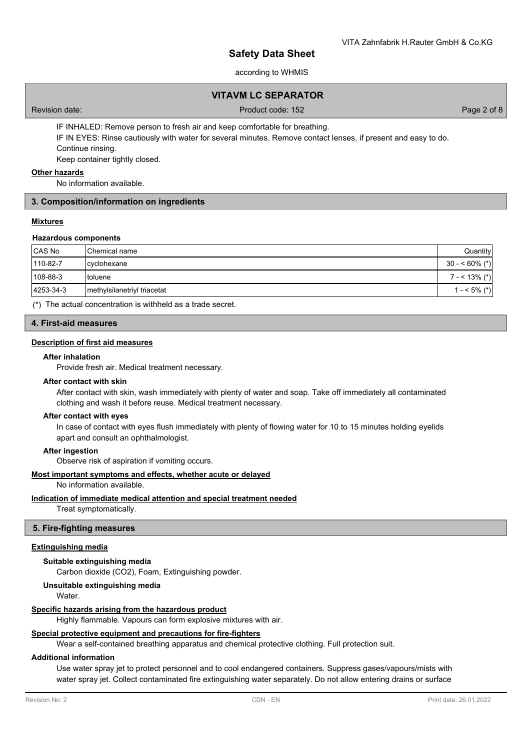IF INHALED: Remove person to fresh air and keep comfortable for breathing.

IF IN EYES: Rinse cautiously with water for several minutes. Remove contact lenses, if present and easy to do. Continue rinsing.

Keep container tightly closed.

**Other hazards**

No information available.

## 3. Composition/information on ingredients

**Mixtures**

**Hazardous components**

| CAS No | Chemical name | Quantity |
|---|---|---|
| 110-82-7 | cyclohexane | 30 - < 60% (*) |
| 108-88-3 | toluene | 7 - < 13% (*) |
| 4253-34-3 | methylsilanetriyl triacetat | 1 - < 5% (*) |

(*) The actual concentration is withheld as a trade secret.

## 4. First-aid measures

**Description of first aid measures**

**After inhalation**

Provide fresh air. Medical treatment necessary.

**After contact with skin**

After contact with skin, wash immediately with plenty of water and soap. Take off immediately all contaminated clothing and wash it before reuse. Medical treatment necessary.

**After contact with eyes**

In case of contact with eyes flush immediately with plenty of flowing water for 10 to 15 minutes holding eyelids apart and consult an ophthalmologist.

**After ingestion**

Observe risk of aspiration if vomiting occurs.

**Most important symptoms and effects, whether acute or delayed**

No information available.

**Indication of immediate medical attention and special treatment needed**

Treat symptomatically.

## 5. Fire-fighting measures

**Extinguishing media**

**Suitable extinguishing media**

Carbon dioxide ($CO_2$), Foam, Extinguishing powder.

**Unsuitable extinguishing media**

Water.

**Specific hazards arising from the hazardous product**

Highly flammable. Vapours can form explosive mixtures with air.

**Special protective equipment and precautions for fire-fighters**

Wear a self-contained breathing apparatus and chemical protective clothing. Full protection suit.

**Additional information**

Use water spray jet to protect personnel and to cool endangered containers. Suppress gases/vapours/mists with water spray jet. Collect contaminated fire extinguishing water separately. Do not allow entering drains or surface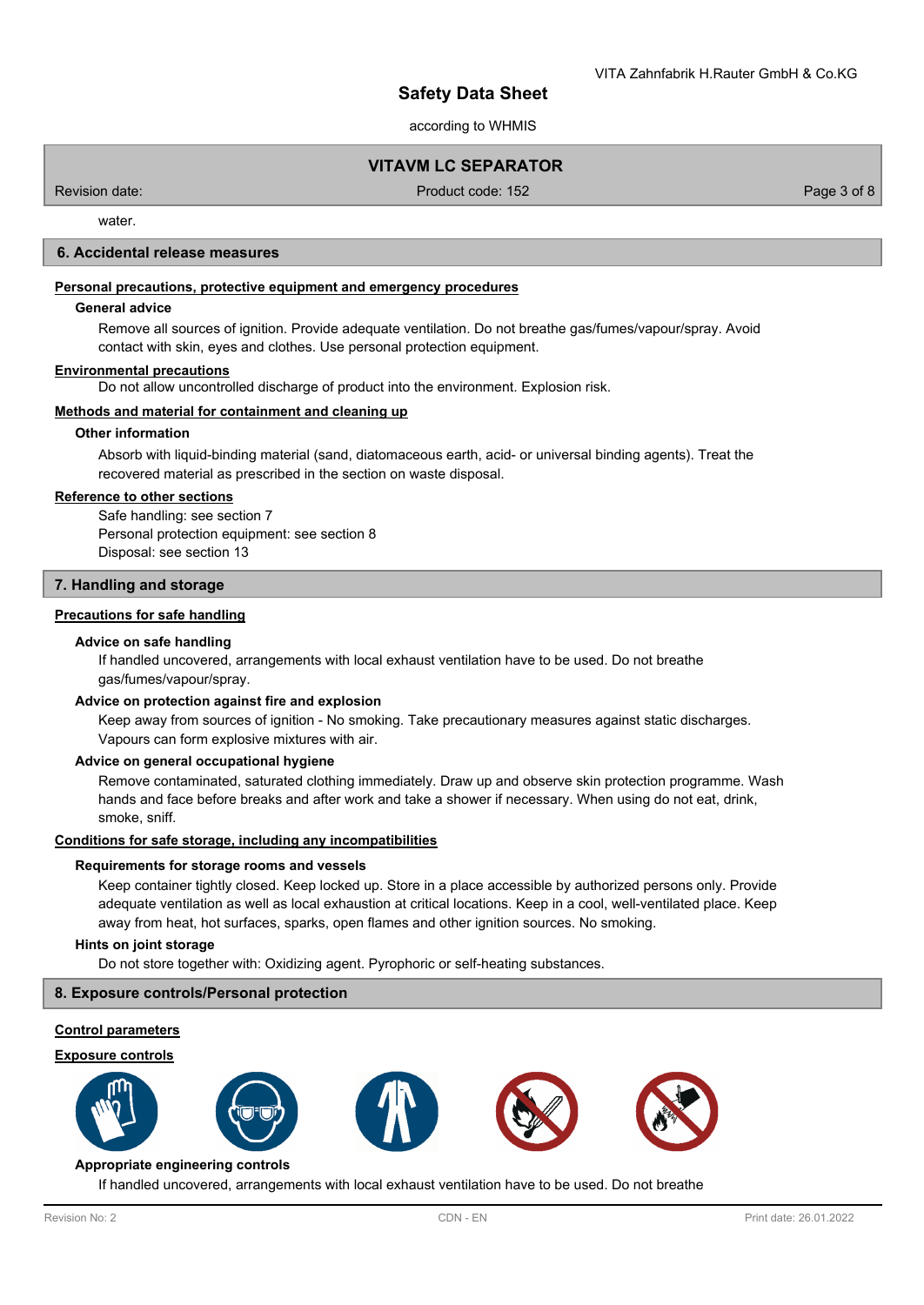water.

## 6. Accidental release measures

**Personal precautions, protective equipment and emergency procedures**

**General advice**

Remove all sources of ignition. Provide adequate ventilation. Do not breathe gas/fumes/vapour/spray. Avoid contact with skin, eyes and clothes. Use personal protection equipment.

**Environmental precautions**

Do not allow uncontrolled discharge of product into the environment. Explosion risk.

**Methods and material for containment and cleaning up**

**Other information**

Absorb with liquid-binding material (sand, diatomaceous earth, acid- or universal binding agents). Treat the recovered material as prescribed in the section on waste disposal.

**Reference to other sections**

Safe handling: see section 7
Personal protection equipment: see section 8
Disposal: see section 13

## 7. Handling and storage

**Precautions for safe handling**

**Advice on safe handling**

If handled uncovered, arrangements with local exhaust ventilation have to be used. Do not breathe gas/fumes/vapour/spray.

**Advice on protection against fire and explosion**

Keep away from sources of ignition - No smoking. Take precautionary measures against static discharges. Vapours can form explosive mixtures with air.

**Advice on general occupational hygiene**

Remove contaminated, saturated clothing immediately. Draw up and observe skin protection programme. Wash hands and face before breaks and after work and take a shower if necessary. When using do not eat, drink, smoke, sniff.

**Conditions for safe storage, including any incompatibilities**

**Requirements for storage rooms and vessels**

Keep container tightly closed. Keep locked up. Store in a place accessible by authorized persons only. Provide adequate ventilation as well as local exhaustion at critical locations. Keep in a cool, well-ventilated place. Keep away from heat, hot surfaces, sparks, open flames and other ignition sources. No smoking.

**Hints on joint storage**

Do not store together with: Oxidizing agent. Pyrophoric or self-heating substances.

## 8. Exposure controls/Personal protection

**Control parameters**

**Exposure controls**

**Appropriate engineering controls**

If handled uncovered, arrangements with local exhaust ventilation have to be used. Do not breathe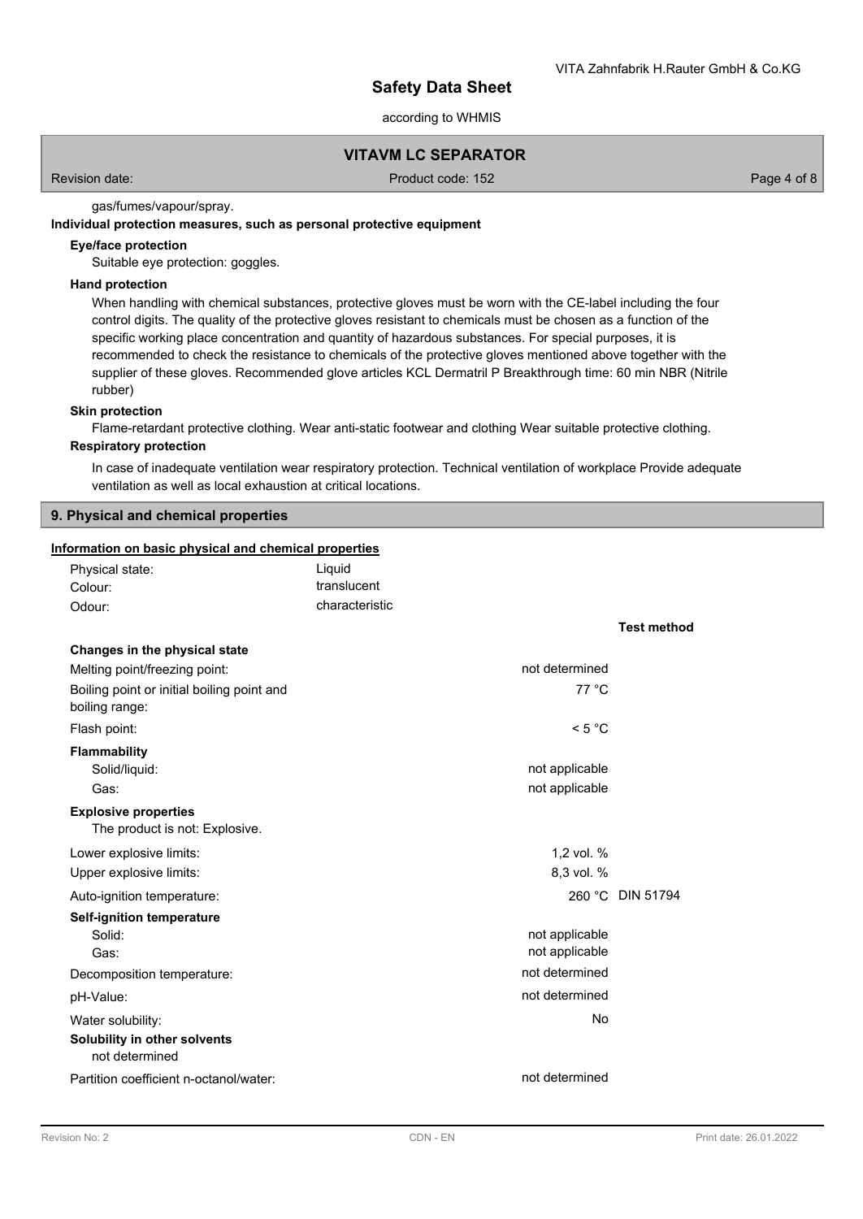gas/fumes/vapour/spray.

**Individual protection measures, such as personal protective equipment**

**Eye/face protection**

Suitable eye protection: goggles.

**Hand protection**

When handling with chemical substances, protective gloves must be worn with the CE-label including the four control digits. The quality of the protective gloves resistant to chemicals must be chosen as a function of the specific working place concentration and quantity of hazardous substances. For special purposes, it is recommended to check the resistance to chemicals of the protective gloves mentioned above together with the supplier of these gloves. Recommended glove articles KCL Dermatril P Breakthrough time: 60 min NBR (Nitrile rubber)

**Skin protection**

Flame-retardant protective clothing. Wear anti-static footwear and clothing Wear suitable protective clothing.

**Respiratory protection**

In case of inadequate ventilation wear respiratory protection. Technical ventilation of workplace Provide adequate ventilation as well as local exhaustion at critical locations.

## 9. Physical and chemical properties

**Information on basic physical and chemical properties**

| | | |
|---|---|---|
| Physical state: | Liquid | |
| Colour: | translucent | |
| Odour: | characteristic | |
| | | **Test method** |
| **Changes in the physical state** | | |
| Melting point/freezing point: | not determined | |
| Boiling point or initial boiling point and boiling range: | 77 °C | |
| Flash point: | < 5 °C | |
| **Flammability** | | |
| Solid/liquid: | not applicable | |
| Gas: | not applicable | |
| **Explosive properties** The product is not: Explosive. | | |
| Lower explosive limits: | 1,2 vol. % | |
| Upper explosive limits: | 8,3 vol. % | |
| Auto-ignition temperature: | 260 °C | DIN 51794 |
| **Self-ignition temperature** | | |
| Solid: | not applicable | |
| Gas: | not applicable | |
| Decomposition temperature: | not determined | |
| pH-Value: | not determined | |
| Water solubility: | No | |
| **Solubility in other solvents** not determined | | |
| Partition coefficient n-octanol/water: | not determined | |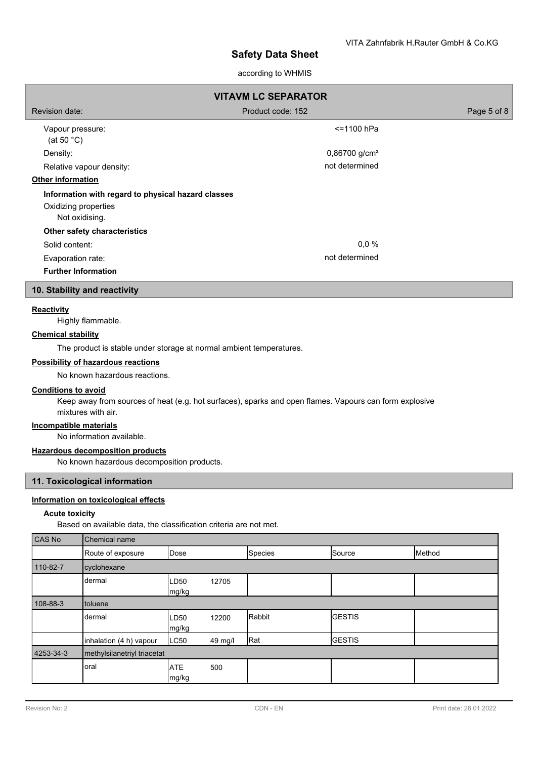| | |
|---|---|
| Vapour pressure: (at 50 °C) | <=1100 hPa |
| Density: | 0,86700 g/cm³ |
| Relative vapour density: | not determined |

**Other information**

**Information with regard to physical hazard classes**

Oxidizing properties

Not oxidising.

**Other safety characteristics**

| | |
|---|---|
| Solid content: | 0,0 % |
| Evaporation rate: | not determined |

**Further Information**

## 10. Stability and reactivity

**Reactivity**

Highly flammable.

**Chemical stability**

The product is stable under storage at normal ambient temperatures.

**Possibility of hazardous reactions**

No known hazardous reactions.

**Conditions to avoid**

Keep away from sources of heat (e.g. hot surfaces), sparks and open flames. Vapours can form explosive mixtures with air.

**Incompatible materials**

No information available.

**Hazardous decomposition products**

No known hazardous decomposition products.

## 11. Toxicological information

**Information on toxicological effects**

**Acute toxicity**

Based on available data, the classification criteria are not met.

| CAS No | Chemical name | | | | |
|---|---|---|---|---|---|
| | Route of exposure | Dose | Species | Source | Method |
| 110-82-7 | cyclohexane | | | | |
| | dermal | LD50 12705 mg/kg | | | |
| 108-88-3 | toluene | | | | |
| | dermal | LD50 12200 mg/kg | Rabbit | GESTIS | |
| | inhalation (4 h) vapour | LC50 49 mg/l | Rat | GESTIS | |
| 4253-34-3 | methylsilanetriyl triacetat | | | | |
| | oral | ATE 500 mg/kg | | | |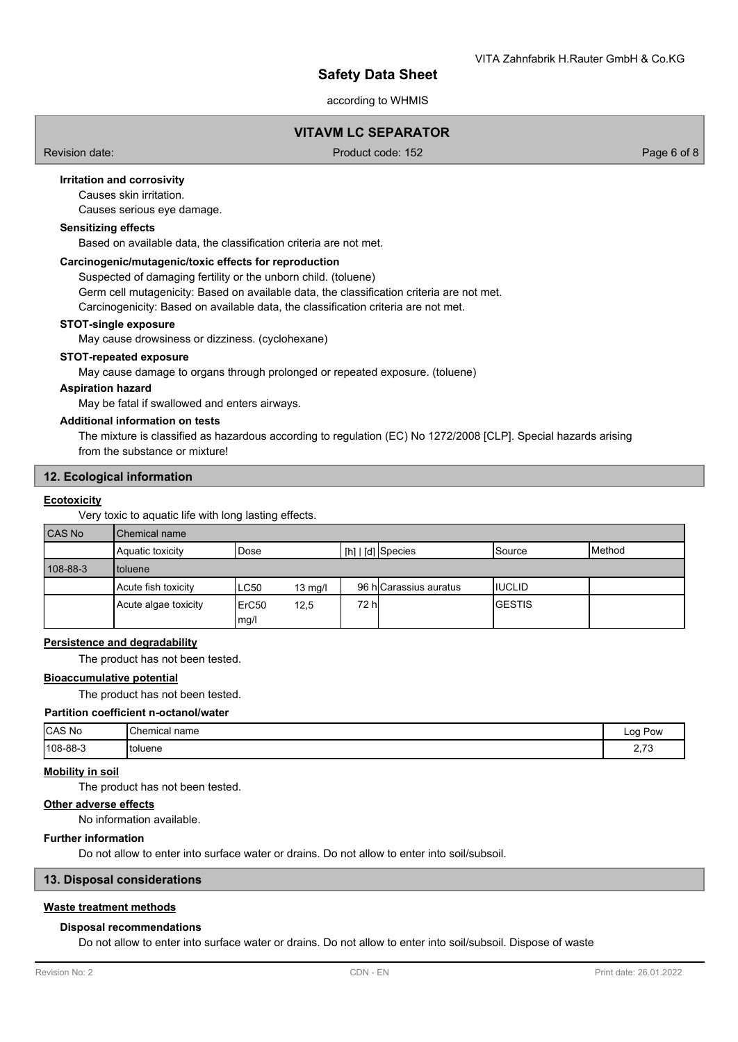**Irritation and corrosivity**

Causes skin irritation.

Causes serious eye damage.

**Sensitizing effects**

Based on available data, the classification criteria are not met.

**Carcinogenic/mutagenic/toxic effects for reproduction**

Suspected of damaging fertility or the unborn child. (toluene)

Germ cell mutagenicity: Based on available data, the classification criteria are not met.

Carcinogenicity: Based on available data, the classification criteria are not met.

**STOT-single exposure**

May cause drowsiness or dizziness. (cyclohexane)

**STOT-repeated exposure**

May cause damage to organs through prolonged or repeated exposure. (toluene)

**Aspiration hazard**

May be fatal if swallowed and enters airways.

**Additional information on tests**

The mixture is classified as hazardous according to regulation (EC) No 1272/2008 [CLP]. Special hazards arising from the substance or mixture!

## 12. Ecological information

**Ecotoxicity**

Very toxic to aquatic life with long lasting effects.

| CAS No | Chemical name | | | | | | |
|---|---|---|---|---|---|---|---|
| | Aquatic toxicity | Dose | | [h] \| [d] | Species | Source | Method |
| 108-88-3 | toluene | | | | | | |
| | Acute fish toxicity | LC50 | 13 mg/l | 96 h | Carassius auratus | IUCLID | |
| | Acute algae toxicity | ErC50 mg/l | 12,5 | 72 h | | GESTIS | |

**Persistence and degradability**

The product has not been tested.

**Bioaccumulative potential**

The product has not been tested.

**Partition coefficient n-octanol/water**

| CAS No | Chemical name | Log Pow |
|---|---|---|
| 108-88-3 | toluene | 2,73 |

**Mobility in soil**

The product has not been tested.

**Other adverse effects**

No information available.

**Further information**

Do not allow to enter into surface water or drains. Do not allow to enter into soil/subsoil.

## 13. Disposal considerations

**Waste treatment methods**

**Disposal recommendations**

Do not allow to enter into surface water or drains. Do not allow to enter into soil/subsoil. Dispose of waste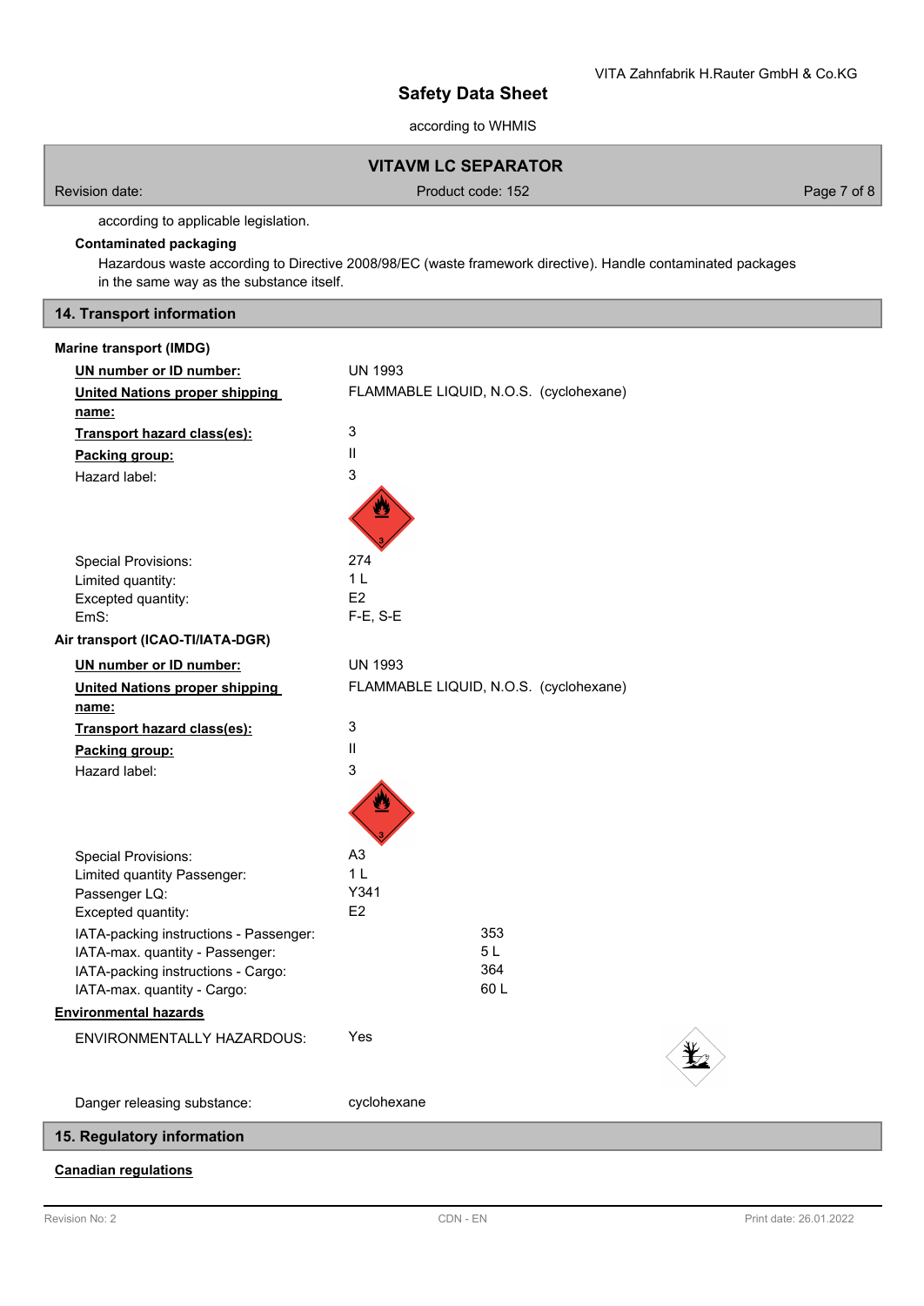according to applicable legislation.

**Contaminated packaging**

Hazardous waste according to Directive 2008/98/EC (waste framework directive). Handle contaminated packages in the same way as the substance itself.

## 14. Transport information

**Marine transport (IMDG)**

| | |
|---|---|
| **UN number or ID number:** | UN 1993 |
| **United Nations proper shipping name:** | FLAMMABLE LIQUID, N.O.S. (cyclohexane) |
| **Transport hazard class(es):** | 3 |
| **Packing group:** | II |
| Hazard label: | 3 |
| Special Provisions: | 274 |
| Limited quantity: | 1 L |
| Excepted quantity: | E2 |
| EmS: | F-E, S-E |

**Air transport (ICAO-TI/IATA-DGR)**

| | |
|---|---|
| **UN number or ID number:** | UN 1993 |
| **United Nations proper shipping name:** | FLAMMABLE LIQUID, N.O.S. (cyclohexane) |
| **Transport hazard class(es):** | 3 |
| **Packing group:** | II |
| Hazard label: | 3 |
| Special Provisions: | A3 |
| Limited quantity Passenger: | 1 L |
| Passenger LQ: | Y341 |
| Excepted quantity: | E2 |
| IATA-packing instructions - Passenger: | 353 |
| IATA-max. quantity - Passenger: | 5 L |
| IATA-packing instructions - Cargo: | 364 |
| IATA-max. quantity - Cargo: | 60 L |

**Environmental hazards**

| | |
|---|---|
| ENVIRONMENTALLY HAZARDOUS: | Yes |
| Danger releasing substance: | cyclohexane |

## 15. Regulatory information

**Canadian regulations**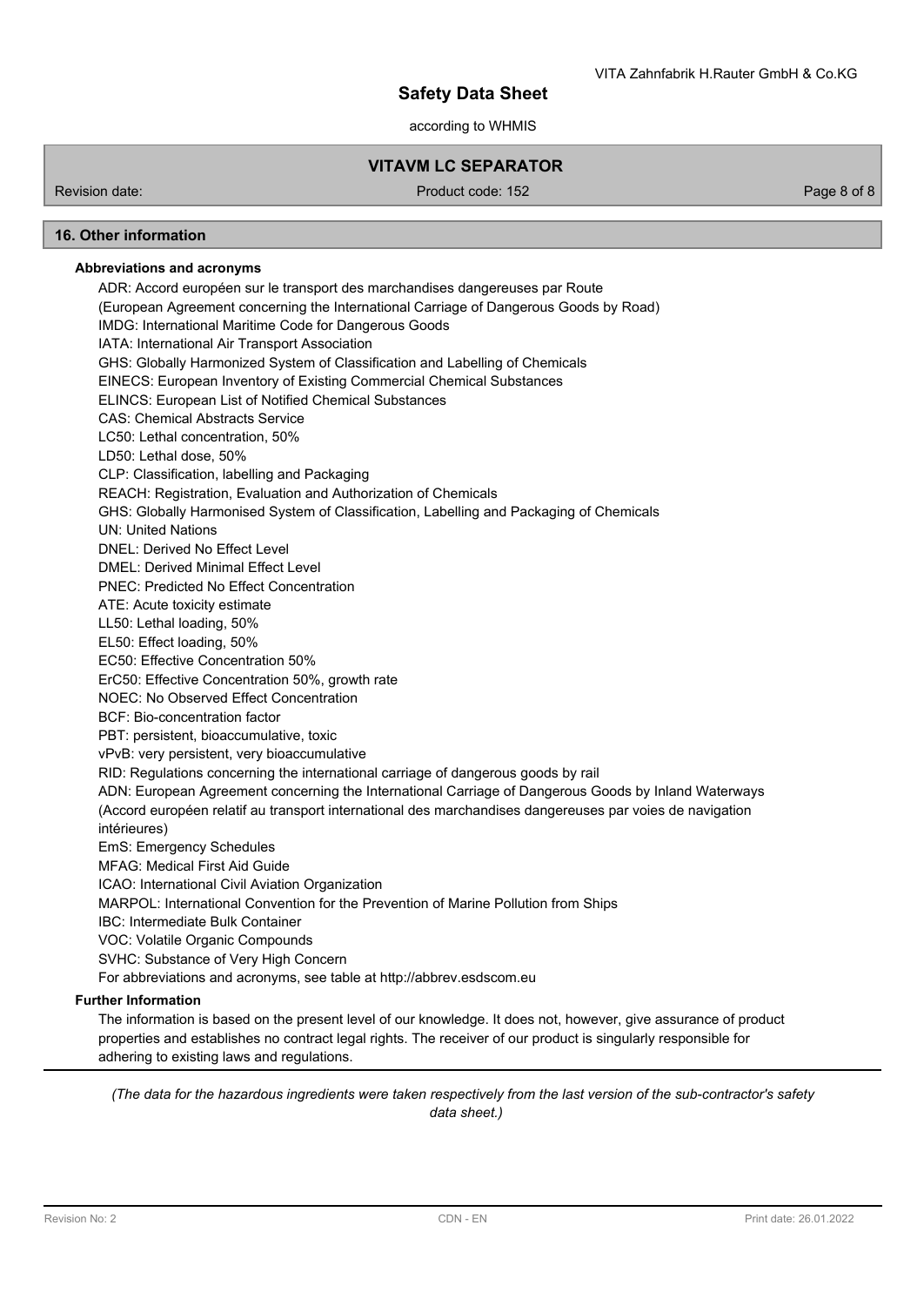## 16. Other information

**Abbreviations and acronyms**

ADR: Accord européen sur le transport des marchandises dangereuses par Route
(European Agreement concerning the International Carriage of Dangerous Goods by Road)
IMDG: International Maritime Code for Dangerous Goods
IATA: International Air Transport Association
GHS: Globally Harmonized System of Classification and Labelling of Chemicals
EINECS: European Inventory of Existing Commercial Chemical Substances
ELINCS: European List of Notified Chemical Substances
CAS: Chemical Abstracts Service
LC50: Lethal concentration, 50%
LD50: Lethal dose, 50%
CLP: Classification, labelling and Packaging
REACH: Registration, Evaluation and Authorization of Chemicals
GHS: Globally Harmonised System of Classification, Labelling and Packaging of Chemicals
UN: United Nations
DNEL: Derived No Effect Level
DMEL: Derived Minimal Effect Level
PNEC: Predicted No Effect Concentration
ATE: Acute toxicity estimate
LL50: Lethal loading, 50%
EL50: Effect loading, 50%
EC50: Effective Concentration 50%
ErC50: Effective Concentration 50%, growth rate
NOEC: No Observed Effect Concentration
BCF: Bio-concentration factor
PBT: persistent, bioaccumulative, toxic
vPvB: very persistent, very bioaccumulative
RID: Regulations concerning the international carriage of dangerous goods by rail
ADN: European Agreement concerning the International Carriage of Dangerous Goods by Inland Waterways
(Accord européen relatif au transport international des marchandises dangereuses par voies de navigation intérieures)
EmS: Emergency Schedules
MFAG: Medical First Aid Guide
ICAO: International Civil Aviation Organization
MARPOL: International Convention for the Prevention of Marine Pollution from Ships
IBC: Intermediate Bulk Container
VOC: Volatile Organic Compounds
SVHC: Substance of Very High Concern
For abbreviations and acronyms, see table at http://abbrev.esdscom.eu

**Further Information**

The information is based on the present level of our knowledge. It does not, however, give assurance of product properties and establishes no contract legal rights. The receiver of our product is singularly responsible for adhering to existing laws and regulations.

*(The data for the hazardous ingredients were taken respectively from the last version of the sub-contractor's safety data sheet.)*